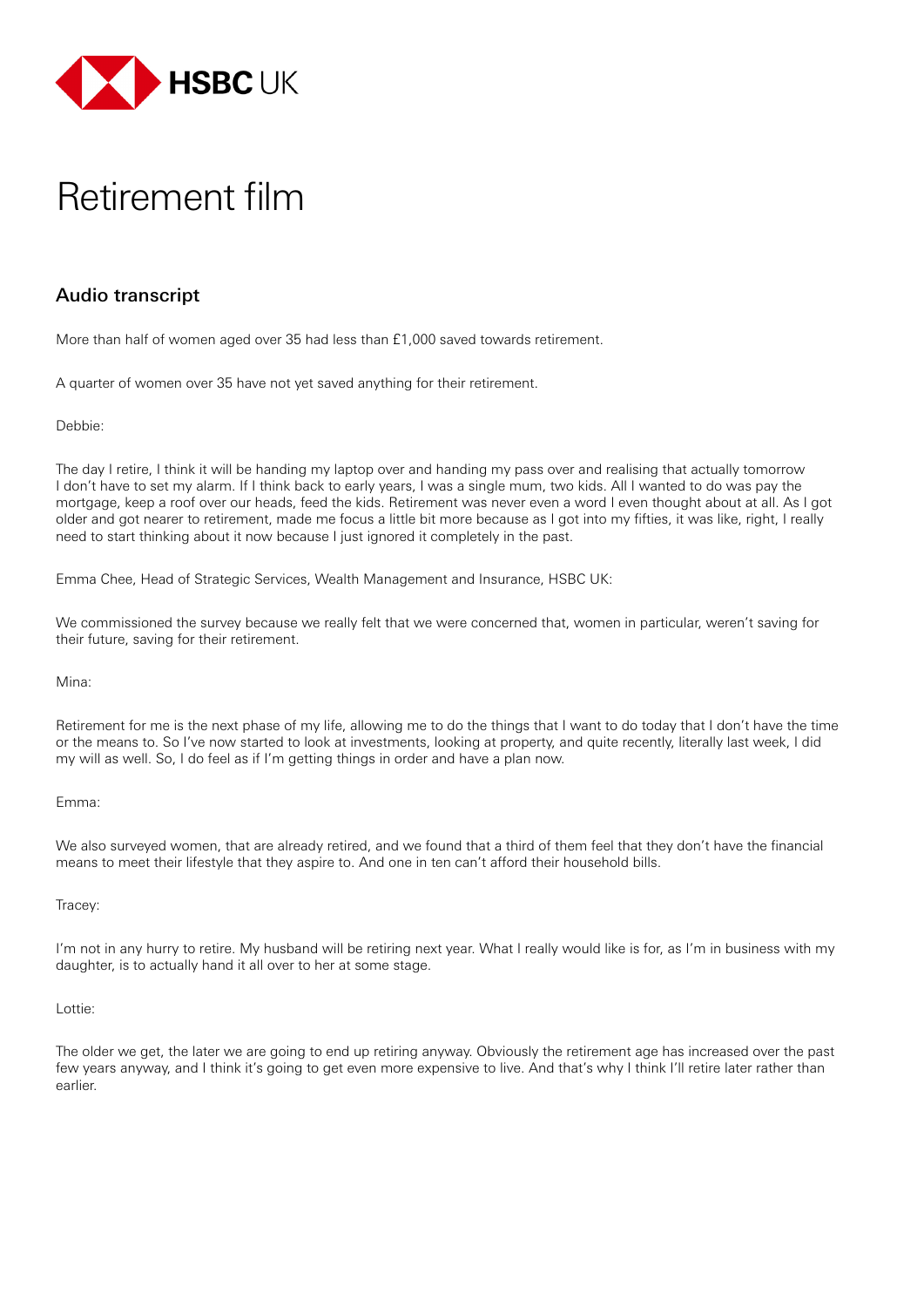# Retirement film

## Audio transcript

More than half of women aged over 35 had less than £1,000 saved towards retirement.

A quarter of women over 35 have not yet saved anything for their retirement.

Debbie:

The day I retire, I think it will be handing my laptop over and handing my pass over and realising that actually tomorrow I don't have to set my alarm. If I think back to early years, I was a single mum, two kids. All I wanted to do was pay the mortgage, keep a roof over our heads, feed the kids. Retirement was never even a word I even thought about at all. As I got older and got nearer to retirement, made me focus a little bit more because as I got into my fifties, it was like, right, I really need to start thinking about it now because I just ignored it completely in the past.

Emma Chee, Head of Strategic Services, Wealth Management and Insurance, HSBC UK:

We commissioned the survey because we really felt that we were concerned that, women in particular, weren't saving for their future, saving for their retirement.

Mina:

Retirement for me is the next phase of my life, allowing me to do the things that I want to do today that I don't have the time or the means to. So I've now started to look at investments, looking at property, and quite recently, literally last week, I did my will as well. So, I do feel as if I'm getting things in order and have a plan now.

Emma:

We also surveyed women, that are already retired, and we found that a third of them feel that they don't have the financial means to meet their lifestyle that they aspire to. And one in ten can't afford their household bills.

Tracey:

I'm not in any hurry to retire. My husband will be retiring next year. What I really would like is for, as I'm in business with my daughter, is to actually hand it all over to her at some stage.

Lottie:

The older we get, the later we are going to end up retiring anyway. Obviously the retirement age has increased over the past few years anyway, and I think it's going to get even more expensive to live. And that's why I think I'll retire later rather than earlier.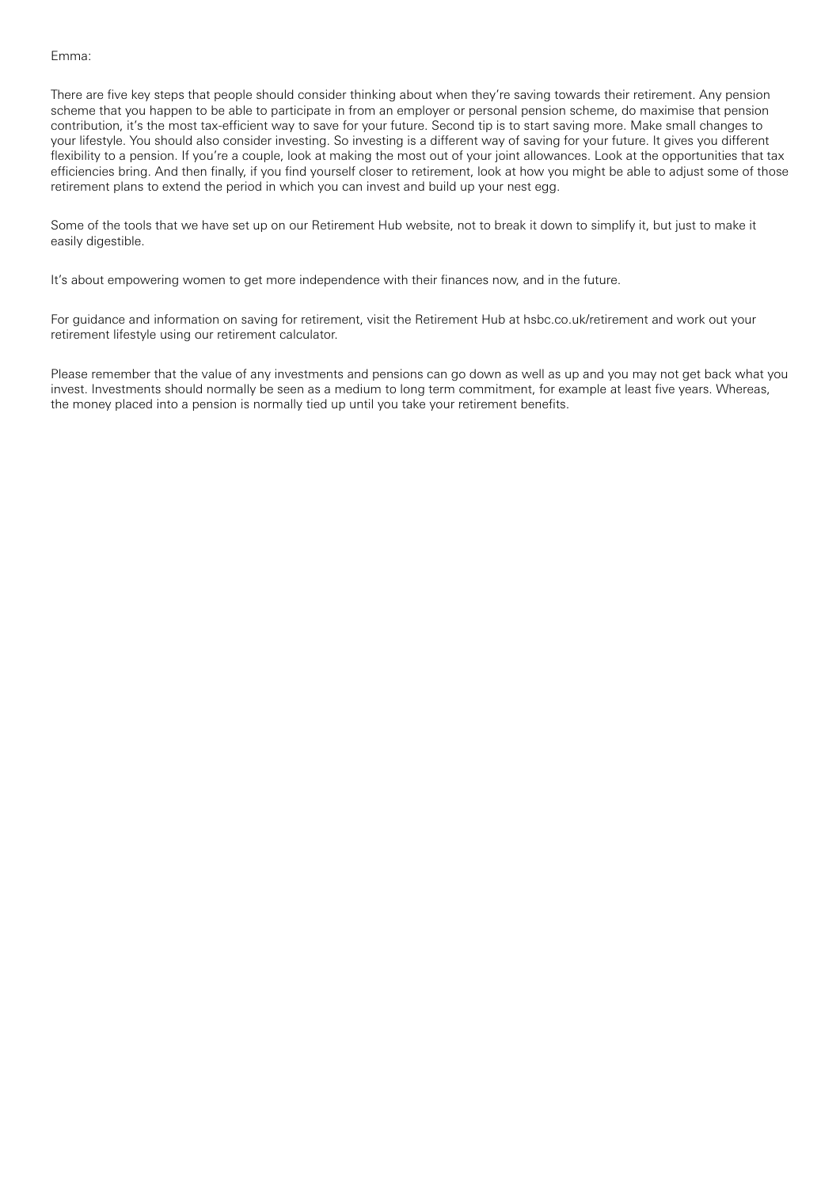Emma:

There are five key steps that people should consider thinking about when they're saving towards their retirement. Any pension scheme that you happen to be able to participate in from an employer or personal pension scheme, do maximise that pension contribution, it's the most tax-efficient way to save for your future. Second tip is to start saving more. Make small changes to your lifestyle. You should also consider investing. So investing is a different way of saving for your future. It gives you different flexibility to a pension. If you're a couple, look at making the most out of your joint allowances. Look at the opportunities that tax efficiencies bring. And then finally, if you find yourself closer to retirement, look at how you might be able to adjust some of those retirement plans to extend the period in which you can invest and build up your nest egg.

Some of the tools that we have set up on our Retirement Hub website, not to break it down to simplify it, but just to make it easily digestible.

It's about empowering women to get more independence with their finances now, and in the future.

For guidance and information on saving for retirement, visit the Retirement Hub at hsbc.co.uk/retirement and work out your retirement lifestyle using our retirement calculator.

Please remember that the value of any investments and pensions can go down as well as up and you may not get back what you invest. Investments should normally be seen as a medium to long term commitment, for example at least five years. Whereas, the money placed into a pension is normally tied up until you take your retirement benefits.